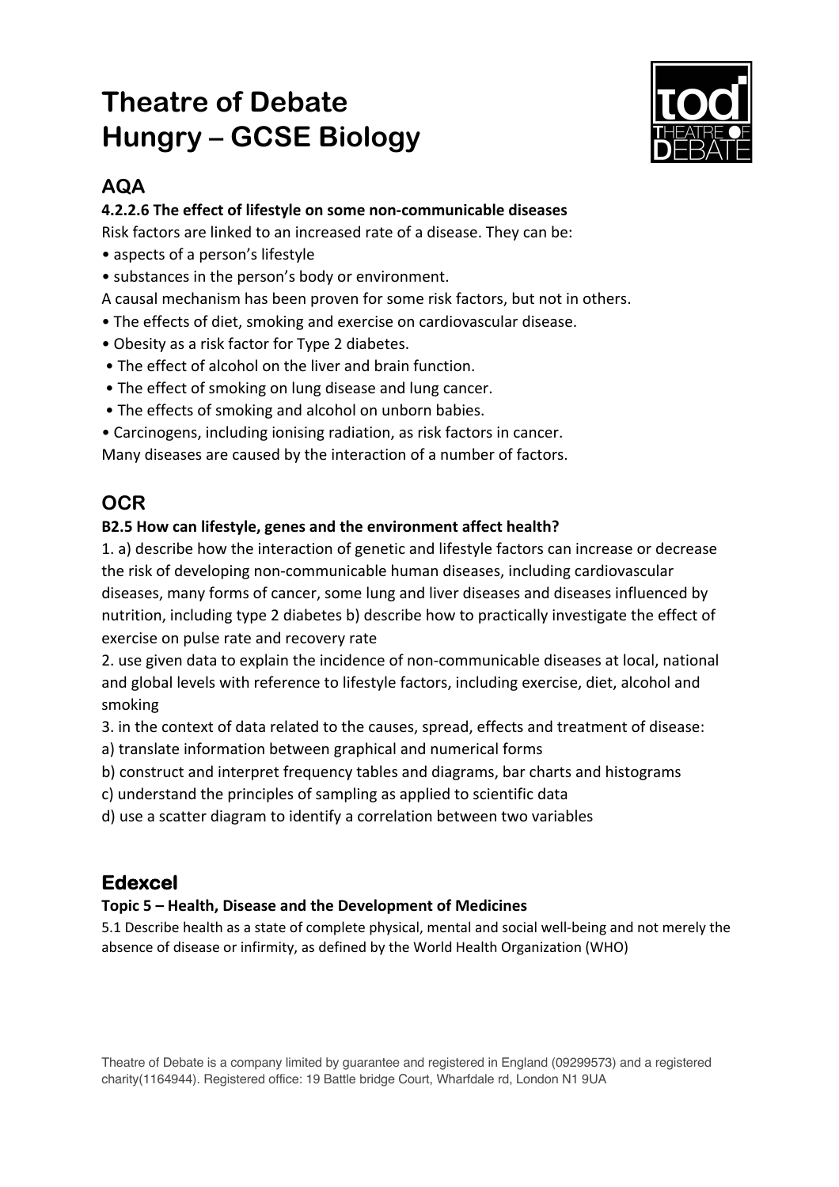# Theatre of Debate
# Hungry – GCSE Biology

## AQA

**4.2.2.6 The effect of lifestyle on some non-communicable diseases**

Risk factors are linked to an increased rate of a disease. They can be:

- aspects of a person's lifestyle
- substances in the person's body or environment.

A causal mechanism has been proven for some risk factors, but not in others.

- The effects of diet, smoking and exercise on cardiovascular disease.
- Obesity as a risk factor for Type 2 diabetes.
- The effect of alcohol on the liver and brain function.
- The effect of smoking on lung disease and lung cancer.
- The effects of smoking and alcohol on unborn babies.
- Carcinogens, including ionising radiation, as risk factors in cancer.

Many diseases are caused by the interaction of a number of factors.

## OCR

**B2.5 How can lifestyle, genes and the environment affect health?**

1. a) describe how the interaction of genetic and lifestyle factors can increase or decrease the risk of developing non-communicable human diseases, including cardiovascular diseases, many forms of cancer, some lung and liver diseases and diseases influenced by nutrition, including type 2 diabetes b) describe how to practically investigate the effect of exercise on pulse rate and recovery rate
2. use given data to explain the incidence of non-communicable diseases at local, national and global levels with reference to lifestyle factors, including exercise, diet, alcohol and smoking
3. in the context of data related to the causes, spread, effects and treatment of disease:
   a) translate information between graphical and numerical forms
   b) construct and interpret frequency tables and diagrams, bar charts and histograms
   c) understand the principles of sampling as applied to scientific data
   d) use a scatter diagram to identify a correlation between two variables

## Edexcel

**Topic 5 – Health, Disease and the Development of Medicines**

5.1 Describe health as a state of complete physical, mental and social well-being and not merely the absence of disease or infirmity, as defined by the World Health Organization (WHO)

Theatre of Debate is a company limited by guarantee and registered in England (09299573) and a registered charity(1164944). Registered office: 19 Battle bridge Court, Wharfdale rd, London N1 9UA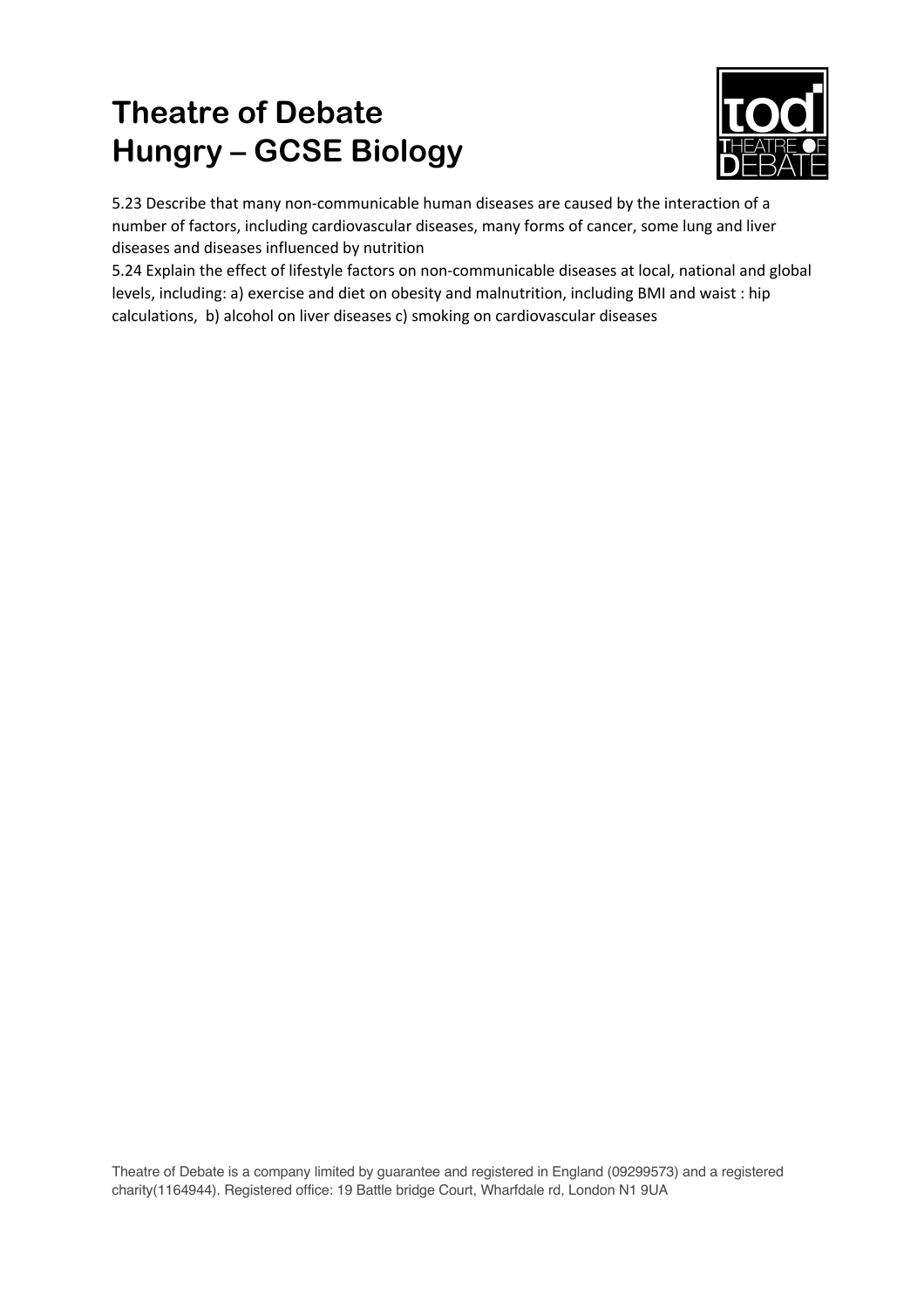# Theatre of Debate
# Hungry – GCSE Biology

5.23 Describe that many non-communicable human diseases are caused by the interaction of a number of factors, including cardiovascular diseases, many forms of cancer, some lung and liver diseases and diseases influenced by nutrition

5.24 Explain the effect of lifestyle factors on non-communicable diseases at local, national and global levels, including: a) exercise and diet on obesity and malnutrition, including BMI and waist : hip calculations, b) alcohol on liver diseases c) smoking on cardiovascular diseases

Theatre of Debate is a company limited by guarantee and registered in England (09299573) and a registered charity(1164944). Registered office: 19 Battle bridge Court, Wharfdale rd, London N1 9UA